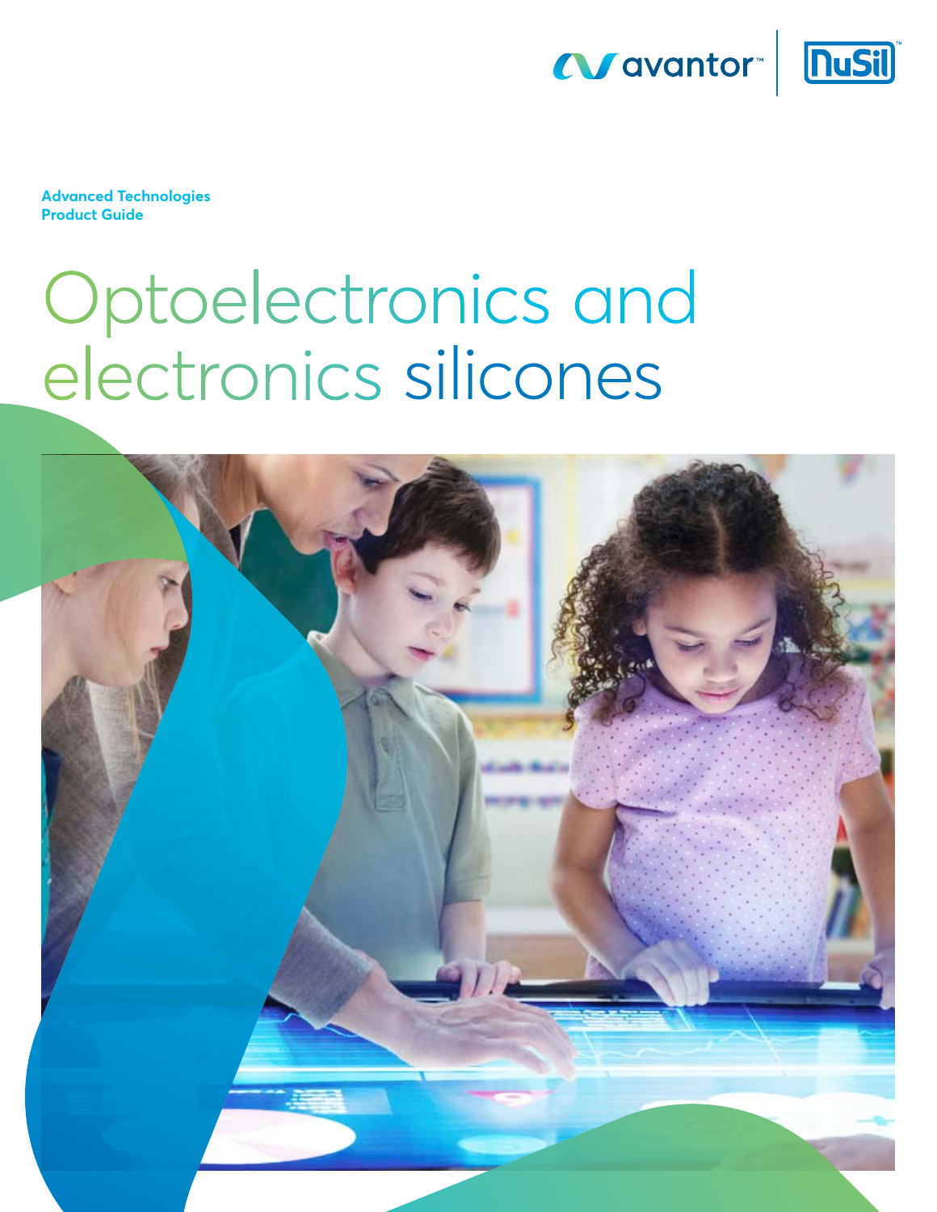avantor™ | NuSil™

**Advanced Technologies**
**Product Guide**

# Optoelectronics and electronics silicones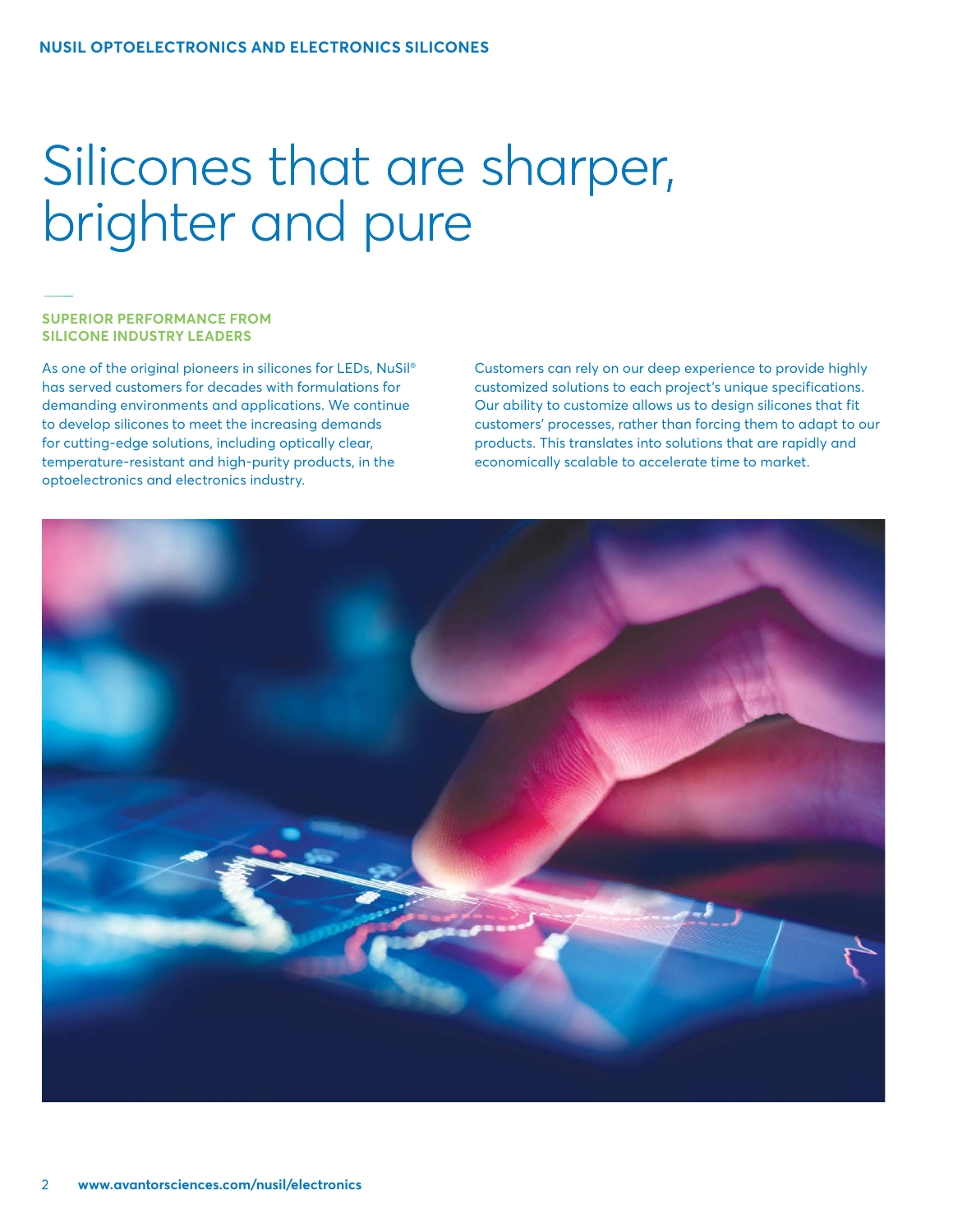# Silicones that are sharper, brighter and pure

## SUPERIOR PERFORMANCE FROM SILICONE INDUSTRY LEADERS

As one of the original pioneers in silicones for LEDs, NuSil® has served customers for decades with formulations for demanding environments and applications. We continue to develop silicones to meet the increasing demands for cutting-edge solutions, including optically clear, temperature-resistant and high-purity products, in the optoelectronics and electronics industry.

Customers can rely on our deep experience to provide highly customized solutions to each project's unique specifications. Our ability to customize allows us to design silicones that fit customers' processes, rather than forcing them to adapt to our products. This translates into solutions that are rapidly and economically scalable to accelerate time to market.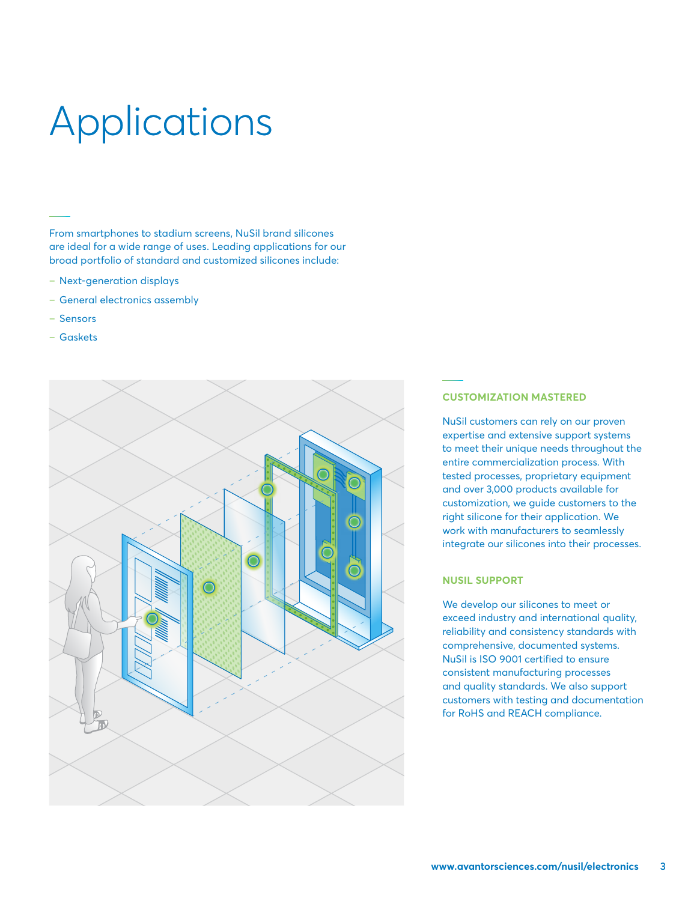# Applications

From smartphones to stadium screens, NuSil brand silicones are ideal for a wide range of uses. Leading applications for our broad portfolio of standard and customized silicones include:

- Next-generation displays
- General electronics assembly
- Sensors
- Gaskets

## CUSTOMIZATION MASTERED

NuSil customers can rely on our proven expertise and extensive support systems to meet their unique needs throughout the entire commercialization process. With tested processes, proprietary equipment and over 3,000 products available for customization, we guide customers to the right silicone for their application. We work with manufacturers to seamlessly integrate our silicones into their processes.

## NUSIL SUPPORT

We develop our silicones to meet or exceed industry and international quality, reliability and consistency standards with comprehensive, documented systems. NuSil is ISO 9001 certified to ensure consistent manufacturing processes and quality standards. We also support customers with testing and documentation for RoHS and REACH compliance.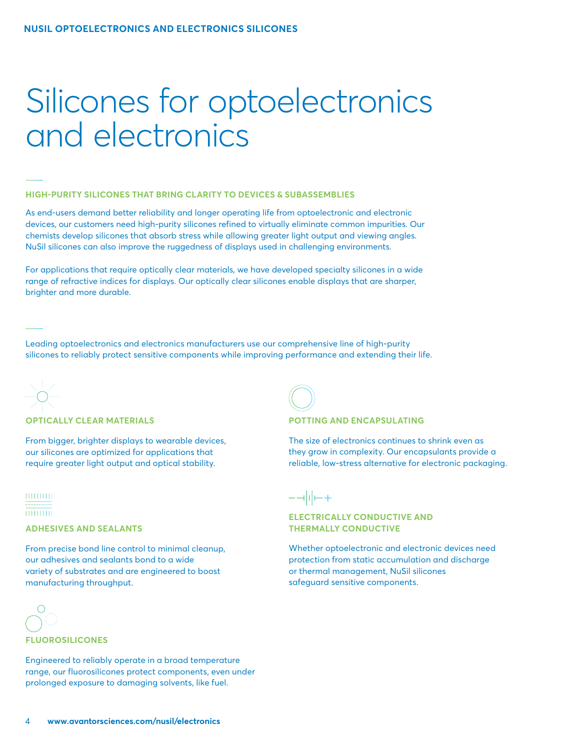# Silicones for optoelectronics and electronics

## HIGH-PURITY SILICONES THAT BRING CLARITY TO DEVICES & SUBASSEMBLIES

As end-users demand better reliability and longer operating life from optoelectronic and electronic devices, our customers need high-purity silicones refined to virtually eliminate common impurities. Our chemists develop silicones that absorb stress while allowing greater light output and viewing angles. NuSil silicones can also improve the ruggedness of displays used in challenging environments.

For applications that require optically clear materials, we have developed specialty silicones in a wide range of refractive indices for displays. Our optically clear silicones enable displays that are sharper, brighter and more durable.

Leading optoelectronics and electronics manufacturers use our comprehensive line of high-purity silicones to reliably protect sensitive components while improving performance and extending their life.

### OPTICALLY CLEAR MATERIALS

From bigger, brighter displays to wearable devices, our silicones are optimized for applications that require greater light output and optical stability.

### ADHESIVES AND SEALANTS

From precise bond line control to minimal cleanup, our adhesives and sealants bond to a wide variety of substrates and are engineered to boost manufacturing throughput.

### FLUOROSILICONES

Engineered to reliably operate in a broad temperature range, our fluorosilicones protect components, even under prolonged exposure to damaging solvents, like fuel.

### POTTING AND ENCAPSULATING

The size of electronics continues to shrink even as they grow in complexity. Our encapsulants provide a reliable, low-stress alternative for electronic packaging.

### ELECTRICALLY CONDUCTIVE AND THERMALLY CONDUCTIVE

Whether optoelectronic and electronic devices need protection from static accumulation and discharge or thermal management, NuSil silicones safeguard sensitive components.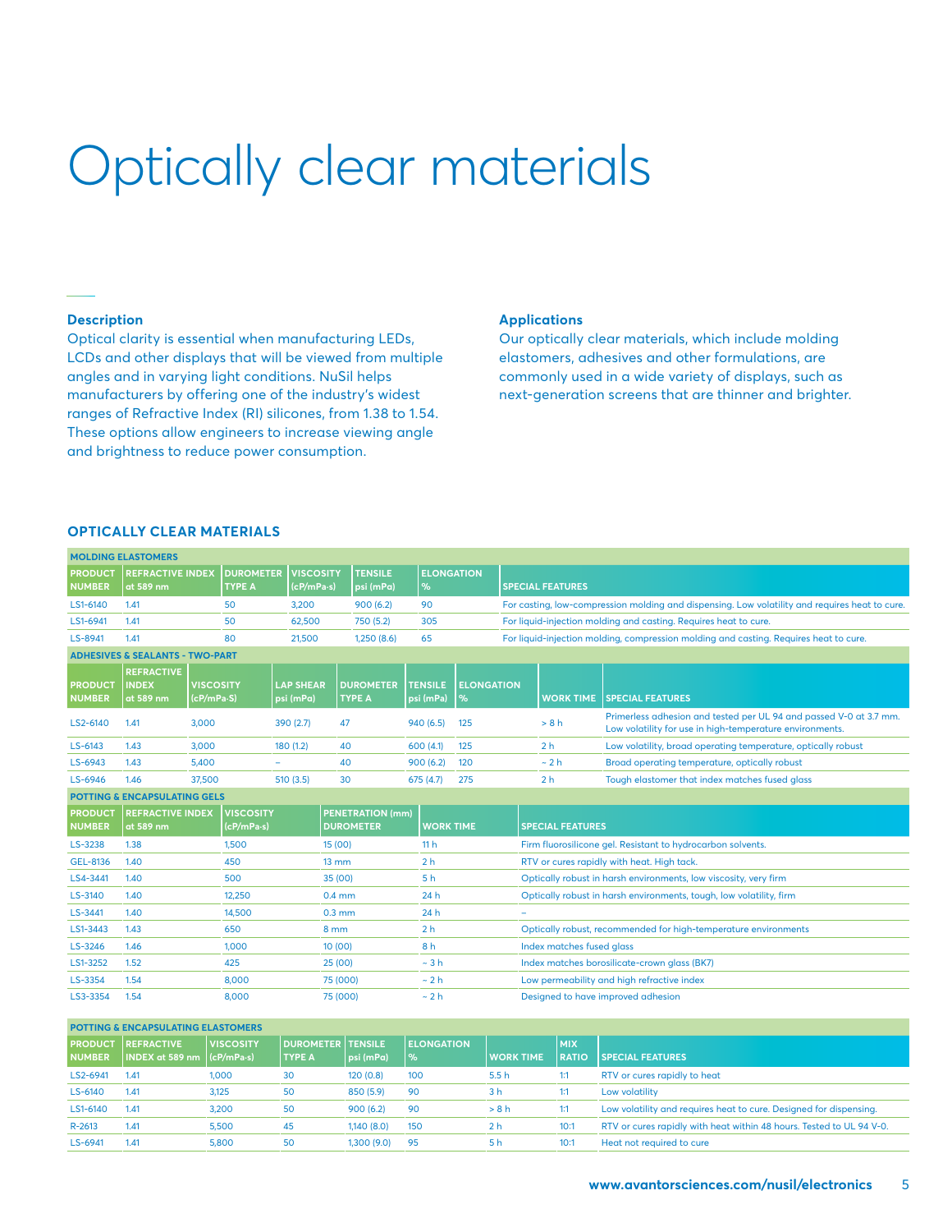# Optically clear materials

### Description

Optical clarity is essential when manufacturing LEDs, LCDs and other displays that will be viewed from multiple angles and in varying light conditions. NuSil helps manufacturers by offering one of the industry's widest ranges of Refractive Index (RI) silicones, from 1.38 to 1.54. These options allow engineers to increase viewing angle and brightness to reduce power consumption.

### Applications

Our optically clear materials, which include molding elastomers, adhesives and other formulations, are commonly used in a wide variety of displays, such as next-generation screens that are thinner and brighter.

## OPTICALLY CLEAR MATERIALS

**MOLDING ELASTOMERS**

| PRODUCT NUMBER | REFRACTIVE INDEX at 589 nm | DUROMETER TYPE A | VISCOSITY (cP/mPa·s) | TENSILE psi (mPa) | ELONGATION % | SPECIAL FEATURES |
|---|---|---|---|---|---|---|
| LS1-6140 | 1.41 | 50 | 3,200 | 900 (6.2) | 90 | For casting, low-compression molding and dispensing. Low volatility and requires heat to cure. |
| LS1-6941 | 1.41 | 50 | 62,500 | 750 (5.2) | 305 | For liquid-injection molding and casting. Requires heat to cure. |
| LS-8941 | 1.41 | 80 | 21,500 | 1,250 (8.6) | 65 | For liquid-injection molding, compression molding and casting. Requires heat to cure. |

**ADHESIVES & SEALANTS - TWO-PART**

| PRODUCT NUMBER | REFRACTIVE INDEX at 589 nm | VISCOSITY (cP/mPa·S) | LAP SHEAR psi (mPa) | DUROMETER TYPE A | TENSILE psi (mPa) | ELONGATION % | WORK TIME | SPECIAL FEATURES |
|---|---|---|---|---|---|---|---|---|
| LS2-6140 | 1.41 | 3,000 | 390 (2.7) | 47 | 940 (6.5) | 125 | > 8 h | Primerless adhesion and tested per UL 94 and passed V-0 at 3.7 mm. Low volatility for use in high-temperature environments. |
| LS-6143 | 1.43 | 3,000 | 180 (1.2) | 40 | 600 (4.1) | 125 | 2 h | Low volatility, broad operating temperature, optically robust |
| LS-6943 | 1.43 | 5,400 | – | 40 | 900 (6.2) | 120 | ~ 2 h | Broad operating temperature, optically robust |
| LS-6946 | 1.46 | 37,500 | 510 (3.5) | 30 | 675 (4.7) | 275 | 2 h | Tough elastomer that index matches fused glass |

**POTTING & ENCAPSULATING GELS**

| PRODUCT NUMBER | REFRACTIVE INDEX at 589 nm | VISCOSITY (cP/mPa·s) | PENETRATION (mm) DUROMETER | WORK TIME | SPECIAL FEATURES |
|---|---|---|---|---|---|
| LS-3238 | 1.38 | 1,500 | 15 (00) | 11 h | Firm fluorosilicone gel. Resistant to hydrocarbon solvents. |
| GEL-8136 | 1.40 | 450 | 13 mm | 2 h | RTV or cures rapidly with heat. High tack. |
| LS4-3441 | 1.40 | 500 | 35 (00) | 5 h | Optically robust in harsh environments, low viscosity, very firm |
| LS-3140 | 1.40 | 12,250 | 0.4 mm | 24 h | Optically robust in harsh environments, tough, low volatility, firm |
| LS-3441 | 1.40 | 14,500 | 0.3 mm | 24 h | – |
| LS1-3443 | 1.43 | 650 | 8 mm | 2 h | Optically robust, recommended for high-temperature environments |
| LS-3246 | 1.46 | 1,000 | 10 (00) | 8 h | Index matches fused glass |
| LS1-3252 | 1.52 | 425 | 25 (00) | ~ 3 h | Index matches borosilicate-crown glass (BK7) |
| LS-3354 | 1.54 | 8,000 | 75 (000) | ~ 2 h | Low permeability and high refractive index |
| LS3-3354 | 1.54 | 8,000 | 75 (000) | ~ 2 h | Designed to have improved adhesion |

**POTTING & ENCAPSULATING ELASTOMERS**

| PRODUCT NUMBER | REFRACTIVE INDEX at 589 nm | VISCOSITY (cP/mPa·s) | DUROMETER TYPE A | TENSILE psi (mPa) | ELONGATION % | WORK TIME | MIX RATIO | SPECIAL FEATURES |
|---|---|---|---|---|---|---|---|---|
| LS2-6941 | 1.41 | 1,000 | 30 | 120 (0.8) | 100 | 5.5 h | 1:1 | RTV or cures rapidly to heat |
| LS-6140 | 1.41 | 3,125 | 50 | 850 (5.9) | 90 | 3 h | 1:1 | Low volatility |
| LS1-6140 | 1.41 | 3,200 | 50 | 900 (6.2) | 90 | > 8 h | 1:1 | Low volatility and requires heat to cure. Designed for dispensing. |
| R-2613 | 1.41 | 5,500 | 45 | 1,140 (8.0) | 150 | 2 h | 10:1 | RTV or cures rapidly with heat within 48 hours. Tested to UL 94 V-0. |
| LS-6941 | 1.41 | 5,800 | 50 | 1,300 (9.0) | 95 | 5 h | 10:1 | Heat not required to cure |

www.avantorsciences.com/nusil/electronics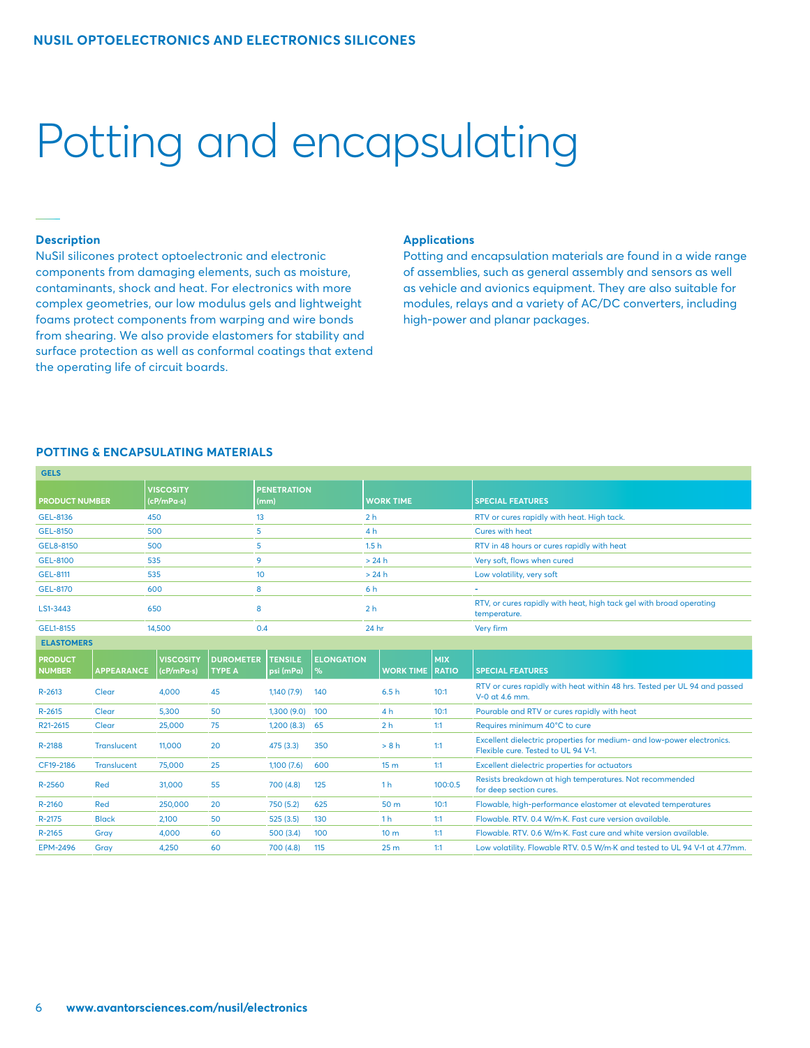# Potting and encapsulating

### Description

NuSil silicones protect optoelectronic and electronic components from damaging elements, such as moisture, contaminants, shock and heat. For electronics with more complex geometries, our low modulus gels and lightweight foams protect components from warping and wire bonds from shearing. We also provide elastomers for stability and surface protection as well as conformal coatings that extend the operating life of circuit boards.

### Applications

Potting and encapsulation materials are found in a wide range of assemblies, such as general assembly and sensors as well as vehicle and avionics equipment. They are also suitable for modules, relays and a variety of AC/DC converters, including high-power and planar packages.

## POTTING & ENCAPSULATING MATERIALS

**GELS**

| PRODUCT NUMBER | VISCOSITY (cP/mPa·s) | PENETRATION (mm) | WORK TIME | SPECIAL FEATURES |
|---|---|---|---|---|
| GEL-8136 | 450 | 13 | 2 h | RTV or cures rapidly with heat. High tack. |
| GEL-8150 | 500 | 5 | 4 h | Cures with heat |
| GEL8-8150 | 500 | 5 | 1.5 h | RTV in 48 hours or cures rapidly with heat |
| GEL-8100 | 535 | 9 | > 24 h | Very soft, flows when cured |
| GEL-8111 | 535 | 10 | > 24 h | Low volatility, very soft |
| GEL-8170 | 600 | 8 | 6 h | - |
| LS1-3443 | 650 | 8 | 2 h | RTV, or cures rapidly with heat, high tack gel with broad operating temperature. |
| GEL1-8155 | 14,500 | 0.4 | 24 hr | Very firm |

**ELASTOMERS**

| PRODUCT NUMBER | APPEARANCE | VISCOSITY (cP/mPa·s) | DUROMETER TYPE A | TENSILE psi (mPa) | ELONGATION % | WORK TIME | MIX RATIO | SPECIAL FEATURES |
|---|---|---|---|---|---|---|---|---|
| R-2613 | Clear | 4,000 | 45 | 1,140 (7.9) | 140 | 6.5 h | 10:1 | RTV or cures rapidly with heat within 48 hrs. Tested per UL 94 and passed V-0 at 4.6 mm. |
| R-2615 | Clear | 5,300 | 50 | 1,300 (9.0) | 100 | 4 h | 10:1 | Pourable and RTV or cures rapidly with heat |
| R21-2615 | Clear | 25,000 | 75 | 1,200 (8.3) | 65 | 2 h | 1:1 | Requires minimum 40°C to cure |
| R-2188 | Translucent | 11,000 | 20 | 475 (3.3) | 350 | > 8 h | 1:1 | Excellent dielectric properties for medium- and low-power electronics. Flexible cure. Tested to UL 94 V-1. |
| CF19-2186 | Translucent | 75,000 | 25 | 1,100 (7.6) | 600 | 15 m | 1:1 | Excellent dielectric properties for actuators |
| R-2560 | Red | 31,000 | 55 | 700 (4.8) | 125 | 1 h | 100:0.5 | Resists breakdown at high temperatures. Not recommended for deep section cures. |
| R-2160 | Red | 250,000 | 20 | 750 (5.2) | 625 | 50 m | 10:1 | Flowable, high-performance elastomer at elevated temperatures |
| R-2175 | Black | 2,100 | 50 | 525 (3.5) | 130 | 1 h | 1:1 | Flowable. RTV. 0.4 W/m·K. Fast cure version available. |
| R-2165 | Gray | 4,000 | 60 | 500 (3.4) | 100 | 10 m | 1:1 | Flowable. RTV. 0.6 W/m·K. Fast cure and white version available. |
| EPM-2496 | Gray | 4,250 | 60 | 700 (4.8) | 115 | 25 m | 1:1 | Low volatility. Flowable RTV. 0.5 W/m·K and tested to UL 94 V-1 at 4.77mm. |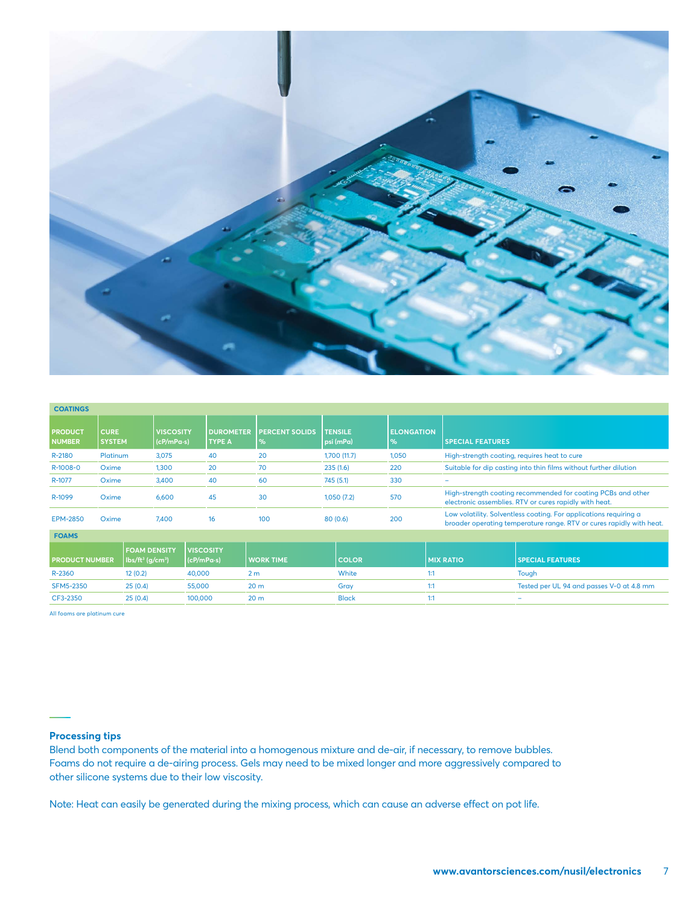## COATINGS

| PRODUCT NUMBER | CURE SYSTEM | VISCOSITY (cP/mPa·s) | DUROMETER TYPE A | PERCENT SOLIDS % | TENSILE psi (mPa) | ELONGATION % | SPECIAL FEATURES |
|---|---|---|---|---|---|---|---|
| R-2180 | Platinum | 3,075 | 40 | 20 | 1,700 (11.7) | 1,050 | High-strength coating, requires heat to cure |
| R-1008-0 | Oxime | 1,300 | 20 | 70 | 235 (1.6) | 220 | Suitable for dip casting into thin films without further dilution |
| R-1077 | Oxime | 3,400 | 40 | 60 | 745 (5.1) | 330 | – |
| R-1099 | Oxime | 6,600 | 45 | 30 | 1,050 (7.2) | 570 | High-strength coating recommended for coating PCBs and other electronic assemblies. RTV or cures rapidly with heat. |
| EPM-2850 | Oxime | 7,400 | 16 | 100 | 80 (0.6) | 200 | Low volatility. Solventless coating. For applications requiring a broader operating temperature range. RTV or cures rapidly with heat. |

## FOAMS

| PRODUCT NUMBER | FOAM DENSITY lbs/ft³ (g/cm³) | VISCOSITY (cP/mPa·s) | WORK TIME | COLOR | MIX RATIO | SPECIAL FEATURES |
|---|---|---|---|---|---|---|
| R-2360 | 12 (0.2) | 40,000 | 2 m | White | 1:1 | Tough |
| SFM5-2350 | 25 (0.4) | 55,000 | 20 m | Gray | 1:1 | Tested per UL 94 and passes V-0 at 4.8 mm |
| CF3-2350 | 25 (0.4) | 100,000 | 20 m | Black | 1:1 | – |

All foams are platinum cure

### Processing tips

Blend both components of the material into a homogenous mixture and de-air, if necessary, to remove bubbles. Foams do not require a de-airing process. Gels may need to be mixed longer and more aggressively compared to other silicone systems due to their low viscosity.

Note: Heat can easily be generated during the mixing process, which can cause an adverse effect on pot life.

www.avantorsciences.com/nusil/electronics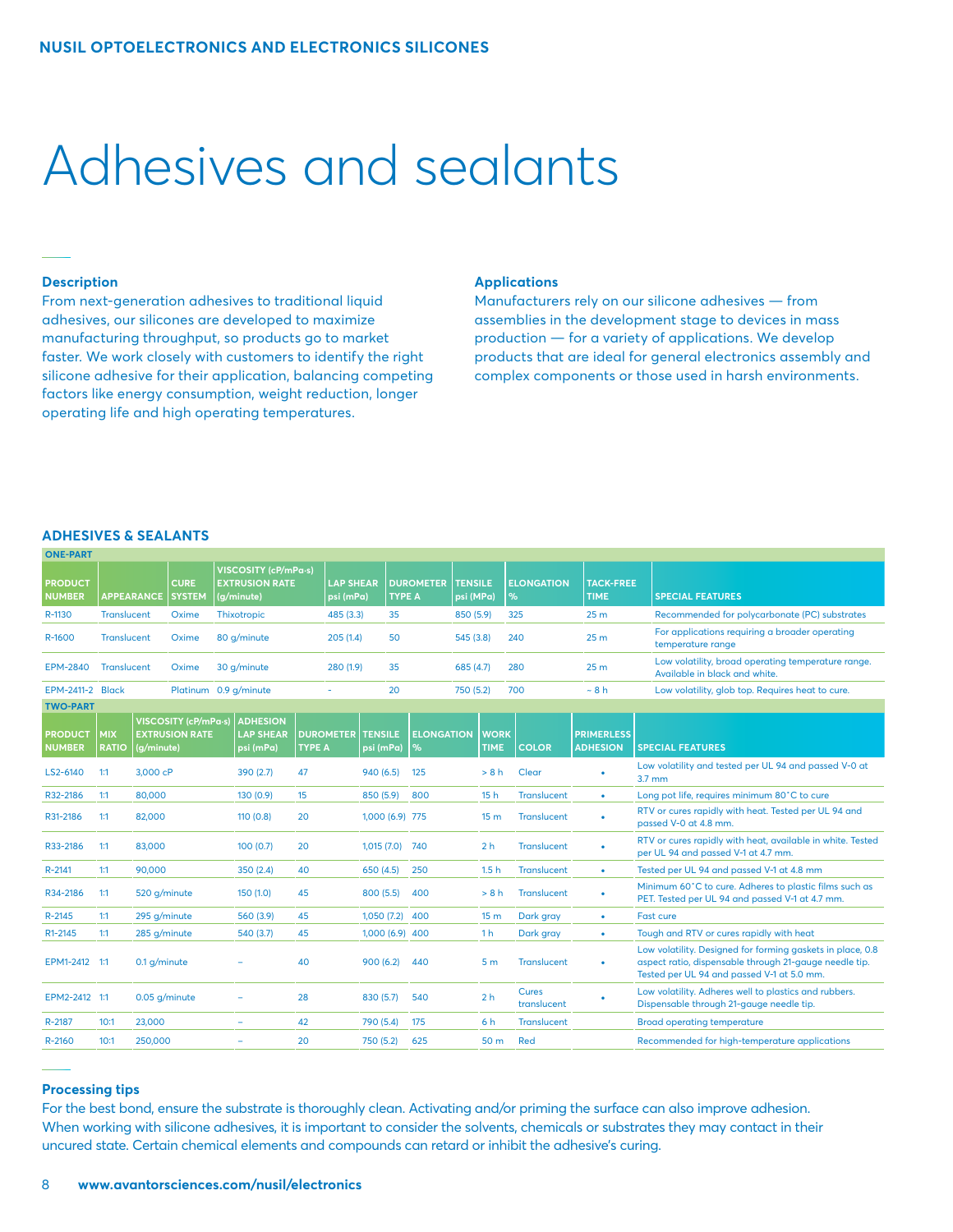# Adhesives and sealants

### Description

From next-generation adhesives to traditional liquid adhesives, our silicones are developed to maximize manufacturing throughput, so products go to market faster. We work closely with customers to identify the right silicone adhesive for their application, balancing competing factors like energy consumption, weight reduction, longer operating life and high operating temperatures.

### Applications

Manufacturers rely on our silicone adhesives — from assemblies in the development stage to devices in mass production — for a variety of applications. We develop products that are ideal for general electronics assembly and complex components or those used in harsh environments.

## ADHESIVES & SEALANTS

**ONE-PART**

| PRODUCT NUMBER | APPEARANCE | CURE SYSTEM | VISCOSITY (cP/mPa·s) EXTRUSION RATE (g/minute) | LAP SHEAR psi (mPa) | DUROMETER TYPE A | TENSILE psi (MPa) | ELONGATION % | TACK-FREE TIME | SPECIAL FEATURES |
|---|---|---|---|---|---|---|---|---|---|
| R-1130 | Translucent | Oxime | Thixotropic | 485 (3.3) | 35 | 850 (5.9) | 325 | 25 m | Recommended for polycarbonate (PC) substrates |
| R-1600 | Translucent | Oxime | 80 g/minute | 205 (1.4) | 50 | 545 (3.8) | 240 | 25 m | For applications requiring a broader operating temperature range |
| EPM-2840 | Translucent | Oxime | 30 g/minute | 280 (1.9) | 35 | 685 (4.7) | 280 | 25 m | Low volatility, broad operating temperature range. Available in black and white. |
| EPM-2411-2 | Black | Platinum | 0.9 g/minute | - | 20 | 750 (5.2) | 700 | ~ 8 h | Low volatility, glob top. Requires heat to cure. |

**TWO-PART**

| PRODUCT NUMBER | MIX RATIO | VISCOSITY (cP/mPa·s) EXTRUSION RATE (g/minute) | ADHESION LAP SHEAR psi (mPa) | DUROMETER TYPE A | TENSILE psi (mPa) | ELONGATION % | WORK TIME | COLOR | PRIMERLESS ADHESION | SPECIAL FEATURES |
|---|---|---|---|---|---|---|---|---|---|---|
| LS2-6140 | 1:1 | 3,000 cP | 390 (2.7) | 47 | 940 (6.5) | 125 | > 8 h | Clear | • | Low volatility and tested per UL 94 and passed V-0 at 3.7 mm |
| R32-2186 | 1:1 | 80,000 | 130 (0.9) | 15 | 850 (5.9) | 800 | 15 h | Translucent | • | Long pot life, requires minimum 80˚C to cure |
| R31-2186 | 1:1 | 82,000 | 110 (0.8) | 20 | 1,000 (6.9) | 775 | 15 m | Translucent | • | RTV or cures rapidly with heat. Tested per UL 94 and passed V-0 at 4.8 mm. |
| R33-2186 | 1:1 | 83,000 | 100 (0.7) | 20 | 1,015 (7.0) | 740 | 2 h | Translucent | • | RTV or cures rapidly with heat, available in white. Tested per UL 94 and passed V-1 at 4.7 mm. |
| R-2141 | 1:1 | 90,000 | 350 (2.4) | 40 | 650 (4.5) | 250 | 1.5 h | Translucent | • | Tested per UL 94 and passed V-1 at 4.8 mm |
| R34-2186 | 1:1 | 520 g/minute | 150 (1.0) | 45 | 800 (5.5) | 400 | > 8 h | Translucent | • | Minimum 60˚C to cure. Adheres to plastic films such as PET. Tested per UL 94 and passed V-1 at 4.7 mm. |
| R-2145 | 1:1 | 295 g/minute | 560 (3.9) | 45 | 1,050 (7.2) | 400 | 15 m | Dark gray | • | Fast cure |
| R1-2145 | 1:1 | 285 g/minute | 540 (3.7) | 45 | 1,000 (6.9) | 400 | 1 h | Dark gray | • | Tough and RTV or cures rapidly with heat |
| EPM1-2412 | 1:1 | 0.1 g/minute | – | 40 | 900 (6.2) | 440 | 5 m | Translucent | • | Low volatility. Designed for forming gaskets in place, 0.8 aspect ratio, dispensable through 21-gauge needle tip. Tested per UL 94 and passed V-1 at 5.0 mm. |
| EPM2-2412 | 1:1 | 0.05 g/minute | – | 28 | 830 (5.7) | 540 | 2 h | Cures translucent | • | Low volatility. Adheres well to plastics and rubbers. Dispensable through 21-gauge needle tip. |
| R-2187 | 10:1 | 23,000 | – | 42 | 790 (5.4) | 175 | 6 h | Translucent | | Broad operating temperature |
| R-2160 | 10:1 | 250,000 | – | 20 | 750 (5.2) | 625 | 50 m | Red | | Recommended for high-temperature applications |

### Processing tips

For the best bond, ensure the substrate is thoroughly clean. Activating and/or priming the surface can also improve adhesion. When working with silicone adhesives, it is important to consider the solvents, chemicals or substrates they may contact in their uncured state. Certain chemical elements and compounds can retard or inhibit the adhesive's curing.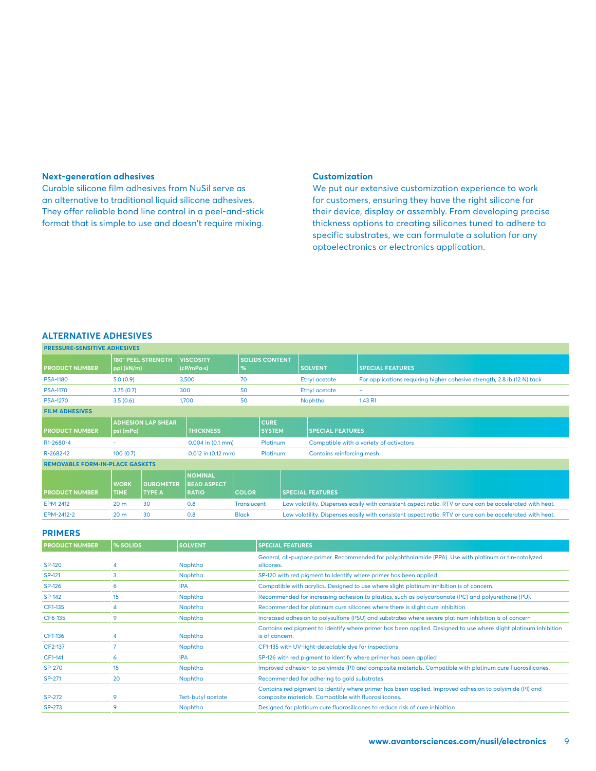### Next-generation adhesives

Curable silicone film adhesives from NuSil serve as an alternative to traditional liquid silicone adhesives. They offer reliable bond line control in a peel-and-stick format that is simple to use and doesn't require mixing.

### Customization

We put our extensive customization experience to work for customers, ensuring they have the right silicone for their device, display or assembly. From developing precise thickness options to creating silicones tuned to adhere to specific substrates, we can formulate a solution for any optoelectronics or electronics application.

## ALTERNATIVE ADHESIVES

**PRESSURE-SENSITIVE ADHESIVES**

| PRODUCT NUMBER | 180° PEEL STRENGTH ppi (kN/m) | VISCOSITY (cP/mPa·s) | SOLIDS CONTENT % | SOLVENT | SPECIAL FEATURES |
|---|---|---|---|---|---|
| PSA-1180 | 5.0 (0.9) | 3,500 | 70 | Ethyl acetate | For applications requiring higher cohesive strength, 2.8 lb (12 N) tack |
| PSA-1170 | 3.75 (0.7) | 300 | 50 | Ethyl acetate | – |
| PSA-1270 | 3.5 (0.6) | 1,700 | 50 | Naphtha | 1.43 RI |

**FILM ADHESIVES**

| PRODUCT NUMBER | ADHESION LAP SHEAR psi (mPa) | THICKNESS | CURE SYSTEM | SPECIAL FEATURES |
|---|---|---|---|---|
| R1-2680-4 | - | 0.004 in (0.1 mm) | Platinum | Compatible with a variety of activators |
| R-2682-12 | 100 (0.7) | 0.012 in (0.12 mm) | Platinum | Contains reinforcing mesh |

**REMOVABLE FORM-IN-PLACE GASKETS**

| PRODUCT NUMBER | WORK TIME | DUROMETER TYPE A | NOMINAL BEAD ASPECT RATIO | COLOR | SPECIAL FEATURES |
|---|---|---|---|---|---|
| EPM-2412 | 20 m | 30 | 0.8 | Translucent | Low volatility. Dispenses easily with consistent aspect ratio. RTV or cure can be accelerated with heat. |
| EPM-2412-2 | 20 m | 30 | 0.8 | Black | Low volatility. Dispenses easily with consistent aspect ratio. RTV or cure can be accelerated with heat. |

## PRIMERS

| PRODUCT NUMBER | % SOLIDS | SOLVENT | SPECIAL FEATURES |
|---|---|---|---|
| SP-120 | 4 | Naphtha | General, all-purpose primer. Recommended for polyphthalamide (PPA). Use with platinum or tin-catalyzed silicones. |
| SP-121 | 3 | Naphtha | SP-120 with red pigment to identify where primer has been applied |
| SP-126 | 6 | IPA | Compatible with acrylics. Designed to use where slight platinum inhibition is of concern. |
| SP-142 | 15 | Naphtha | Recommended for increasing adhesion to plastics, such as polycarbonate (PC) and polyurethane (PU). |
| CF1-135 | 4 | Naphtha | Recommended for platinum cure silicones where there is slight cure inhibition |
| CF6-135 | 9 | Naphtha | Increased adhesion to polysulfone (PSU) and substrates where severe platinum inhibition is of concern |
| CF1-136 | 4 | Naphtha | Contains red pigment to identify where primer has been applied. Designed to use where slight platinum inhibition is of concern. |
| CF2-137 | 7 | Naphtha | CF1-135 with UV-light-detectable dye for inspections |
| CF1-141 | 6 | IPA | SP-126 with red pigment to identify where primer has been applied |
| SP-270 | 15 | Naphtha | Improved adhesion to polyimide (PI) and composite materials. Compatible with platinum cure fluorosilicones. |
| SP-271 | 20 | Naphtha | Recommended for adhering to gold substrates |
| SP-272 | 9 | Tert-butyl acetate | Contains red pigment to identify where primer has been applied. Improved adhesion to polyimide (PI) and composite materials. Compatible with fluorosilicones. |
| SP-273 | 9 | Naphtha | Designed for platinum cure fluorosilicones to reduce risk of cure inhibition |

www.avantorsciences.com/nusil/electronics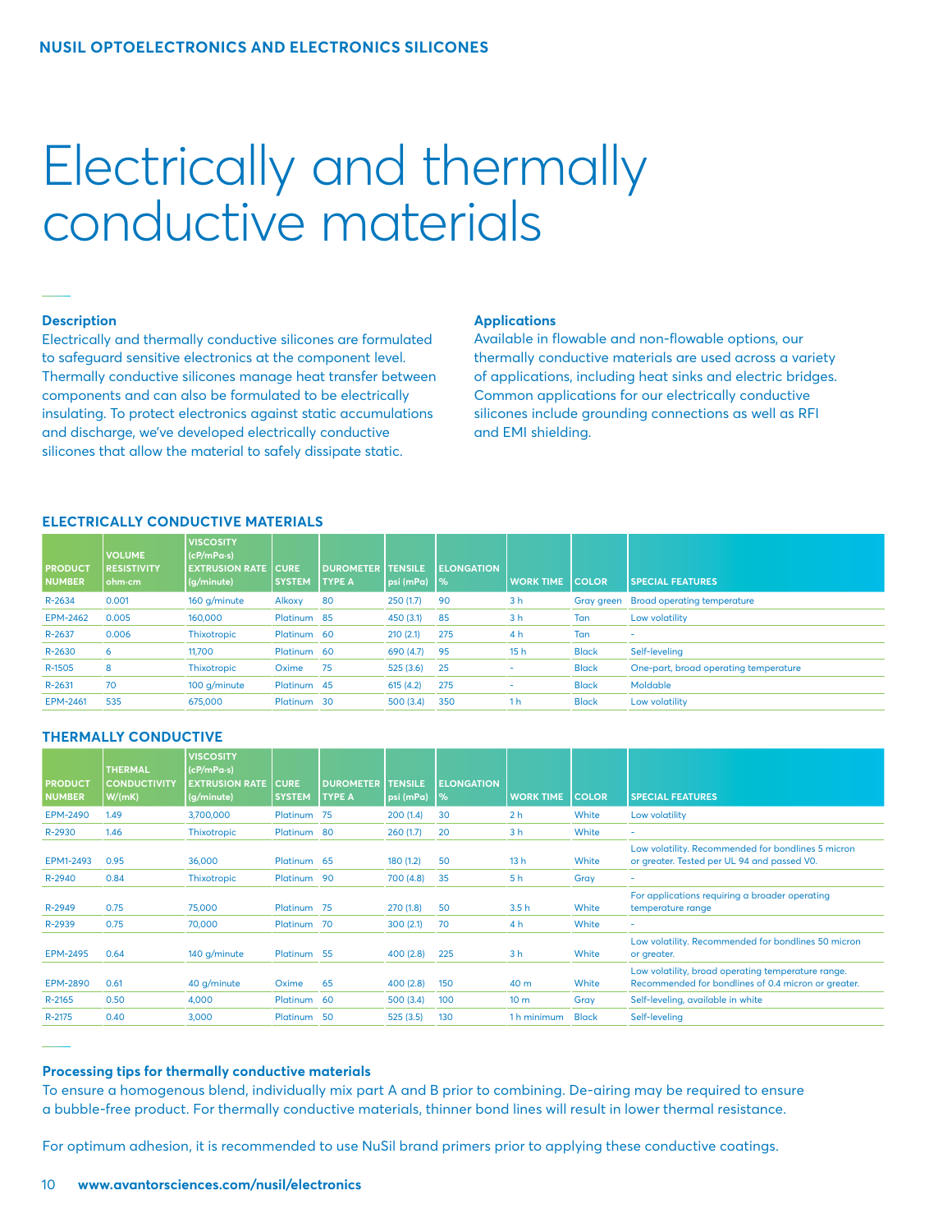# Electrically and thermally conductive materials

### Description

Electrically and thermally conductive silicones are formulated to safeguard sensitive electronics at the component level. Thermally conductive silicones manage heat transfer between components and can also be formulated to be electrically insulating. To protect electronics against static accumulations and discharge, we've developed electrically conductive silicones that allow the material to safely dissipate static.

### Applications

Available in flowable and non-flowable options, our thermally conductive materials are used across a variety of applications, including heat sinks and electric bridges. Common applications for our electrically conductive silicones include grounding connections as well as RFI and EMI shielding.

### ELECTRICALLY CONDUCTIVE MATERIALS

| PRODUCT NUMBER | VOLUME RESISTIVITY ohm-cm | VISCOSITY (cP/mPa·s) EXTRUSION RATE (g/minute) | CURE SYSTEM | DUROMETER TYPE A | TENSILE psi (mPa) | ELONGATION % | WORK TIME | COLOR | SPECIAL FEATURES |
|---|---|---|---|---|---|---|---|---|---|
| R-2634 | 0.001 | 160 g/minute | Alkoxy | 80 | 250 (1.7) | 90 | 3 h | Gray green | Broad operating temperature |
| EPM-2462 | 0.005 | 160,000 | Platinum | 85 | 450 (3.1) | 85 | 3 h | Tan | Low volatility |
| R-2637 | 0.006 | Thixotropic | Platinum | 60 | 210 (2.1) | 275 | 4 h | Tan | - |
| R-2630 | 6 | 11,700 | Platinum | 60 | 690 (4.7) | 95 | 15 h | Black | Self-leveling |
| R-1505 | 8 | Thixotropic | Oxime | 75 | 525 (3.6) | 25 | - | Black | One-part, broad operating temperature |
| R-2631 | 70 | 100 g/minute | Platinum | 45 | 615 (4.2) | 275 | - | Black | Moldable |
| EPM-2461 | 535 | 675,000 | Platinum | 30 | 500 (3.4) | 350 | 1 h | Black | Low volatility |

### THERMALLY CONDUCTIVE

| PRODUCT NUMBER | THERMAL CONDUCTIVITY W/(mK) | VISCOSITY (cP/mPa·s) EXTRUSION RATE (g/minute) | CURE SYSTEM | DUROMETER TYPE A | TENSILE psi (mPa) | ELONGATION % | WORK TIME | COLOR | SPECIAL FEATURES |
|---|---|---|---|---|---|---|---|---|---|
| EPM-2490 | 1.49 | 3,700,000 | Platinum | 75 | 200 (1.4) | 30 | 2 h | White | Low volatility |
| R-2930 | 1.46 | Thixotropic | Platinum | 80 | 260 (1.7) | 20 | 3 h | White | - |
| EPM1-2493 | 0.95 | 36,000 | Platinum | 65 | 180 (1.2) | 50 | 13 h | White | Low volatility. Recommended for bondlines 5 micron or greater. Tested per UL 94 and passed V0. |
| R-2940 | 0.84 | Thixotropic | Platinum | 90 | 700 (4.8) | 35 | 5 h | Gray | - |
| R-2949 | 0.75 | 75,000 | Platinum | 75 | 270 (1.8) | 50 | 3.5 h | White | For applications requiring a broader operating temperature range |
| R-2939 | 0.75 | 70,000 | Platinum | 70 | 300 (2.1) | 70 | 4 h | White | - |
| EPM-2495 | 0.64 | 140 g/minute | Platinum | 55 | 400 (2.8) | 225 | 3 h | White | Low volatility. Recommended for bondlines 50 micron or greater. |
| EPM-2890 | 0.61 | 40 g/minute | Oxime | 65 | 400 (2.8) | 150 | 40 m | White | Low volatility, broad operating temperature range. Recommended for bondlines of 0.4 micron or greater. |
| R-2165 | 0.50 | 4,000 | Platinum | 60 | 500 (3.4) | 100 | 10 m | Gray | Self-leveling, available in white |
| R-2175 | 0.40 | 3,000 | Platinum | 50 | 525 (3.5) | 130 | 1 h minimum | Black | Self-leveling |

### Processing tips for thermally conductive materials

To ensure a homogenous blend, individually mix part A and B prior to combining. De-airing may be required to ensure a bubble-free product. For thermally conductive materials, thinner bond lines will result in lower thermal resistance.

For optimum adhesion, it is recommended to use NuSil brand primers prior to applying these conductive coatings.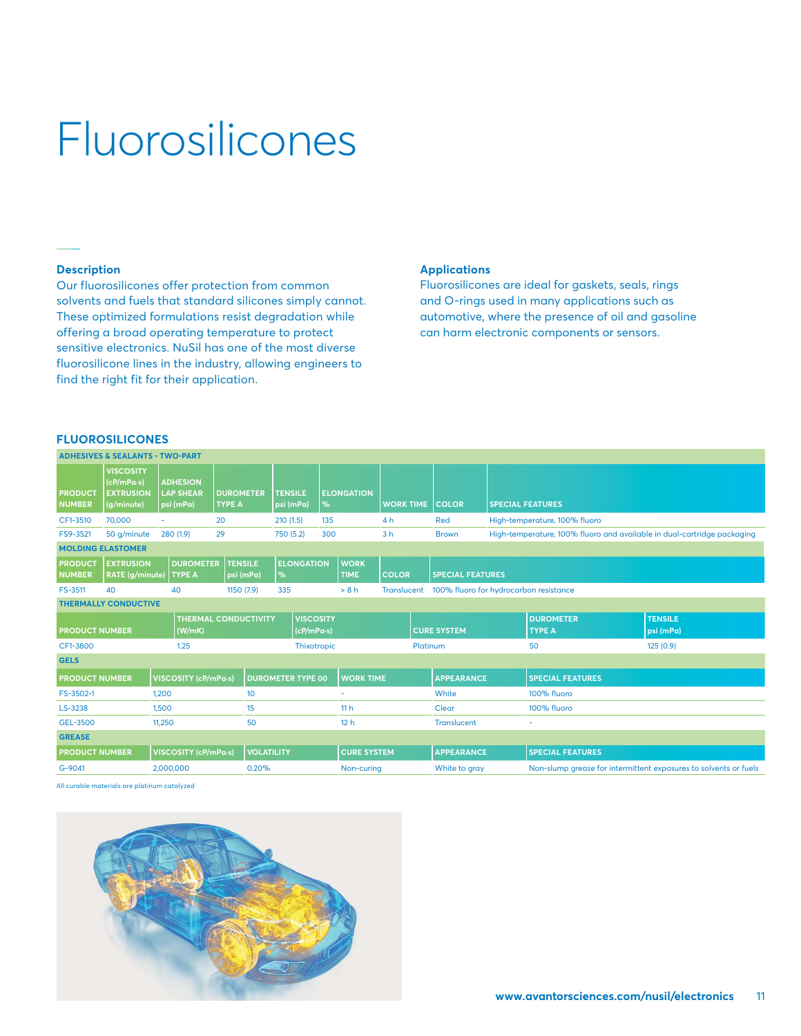# Fluorosilicones

## Description

Our fluorosilicones offer protection from common solvents and fuels that standard silicones simply cannot. These optimized formulations resist degradation while offering a broad operating temperature to protect sensitive electronics. NuSil has one of the most diverse fluorosilicone lines in the industry, allowing engineers to find the right fit for their application.

## Applications

Fluorosilicones are ideal for gaskets, seals, rings and O-rings used in many applications such as automotive, where the presence of oil and gasoline can harm electronic components or sensors.

### FLUOROSILICONES

**ADHESIVES & SEALANTS - TWO-PART**

| PRODUCT NUMBER | VISCOSITY (cP/mPa·s) EXTRUSION (g/minute) | ADHESION LAP SHEAR psi (mPa) | DUROMETER TYPE A | TENSILE psi (mPa) | ELONGATION % | WORK TIME | COLOR | SPECIAL FEATURES |
|---|---|---|---|---|---|---|---|---|
| CF1-3510 | 70,000 | - | 20 | 210 (1.5) | 135 | 4 h | Red | High-temperature, 100% fluoro |
| FS9-3521 | 50 g/minute | 280 (1.9) | 29 | 750 (5.2) | 300 | 3 h | Brown | High-temperature, 100% fluoro and available in dual-cartridge packaging |

**MOLDING ELASTOMER**

| PRODUCT NUMBER | EXTRUSION RATE (g/minute) | DUROMETER TYPE A | TENSILE psi (mPa) | ELONGATION % | WORK TIME | COLOR | SPECIAL FEATURES |
|---|---|---|---|---|---|---|---|
| FS-3511 | 40 | 40 | 1150 (7.9) | 335 | > 8 h | Translucent | 100% fluoro for hydrocarbon resistance |

**THERMALLY CONDUCTIVE**

| PRODUCT NUMBER | THERMAL CONDUCTIVITY (W/mK) | VISCOSITY (cP/mPa·s) | CURE SYSTEM | DUROMETER TYPE A | TENSILE psi (mPa) |
|---|---|---|---|---|---|
| CF1-3800 | 1.25 | Thixotropic | Platinum | 50 | 125 (0.9) |

**GELS**

| PRODUCT NUMBER | VISCOSITY (cP/mPa·s) | DUROMETER TYPE 00 | WORK TIME | APPEARANCE | SPECIAL FEATURES |
|---|---|---|---|---|---|
| FS-3502-1 | 1,200 | 10 | - | White | 100% fluoro |
| LS-3238 | 1,500 | 15 | 11 h | Clear | 100% fluoro |
| GEL-3500 | 11,250 | 50 | 12 h | Translucent | - |

**GREASE**

| PRODUCT NUMBER | VISCOSITY (cP/mPa·s) | VOLATILITY | CURE SYSTEM | APPEARANCE | SPECIAL FEATURES |
|---|---|---|---|---|---|
| G-9041 | 2,000,000 | 0.20% | Non-curing | White to gray | Non-slump grease for intermittent exposures to solvents or fuels |

All curable materials are platinum catalyzed

www.avantorsciences.com/nusil/electronics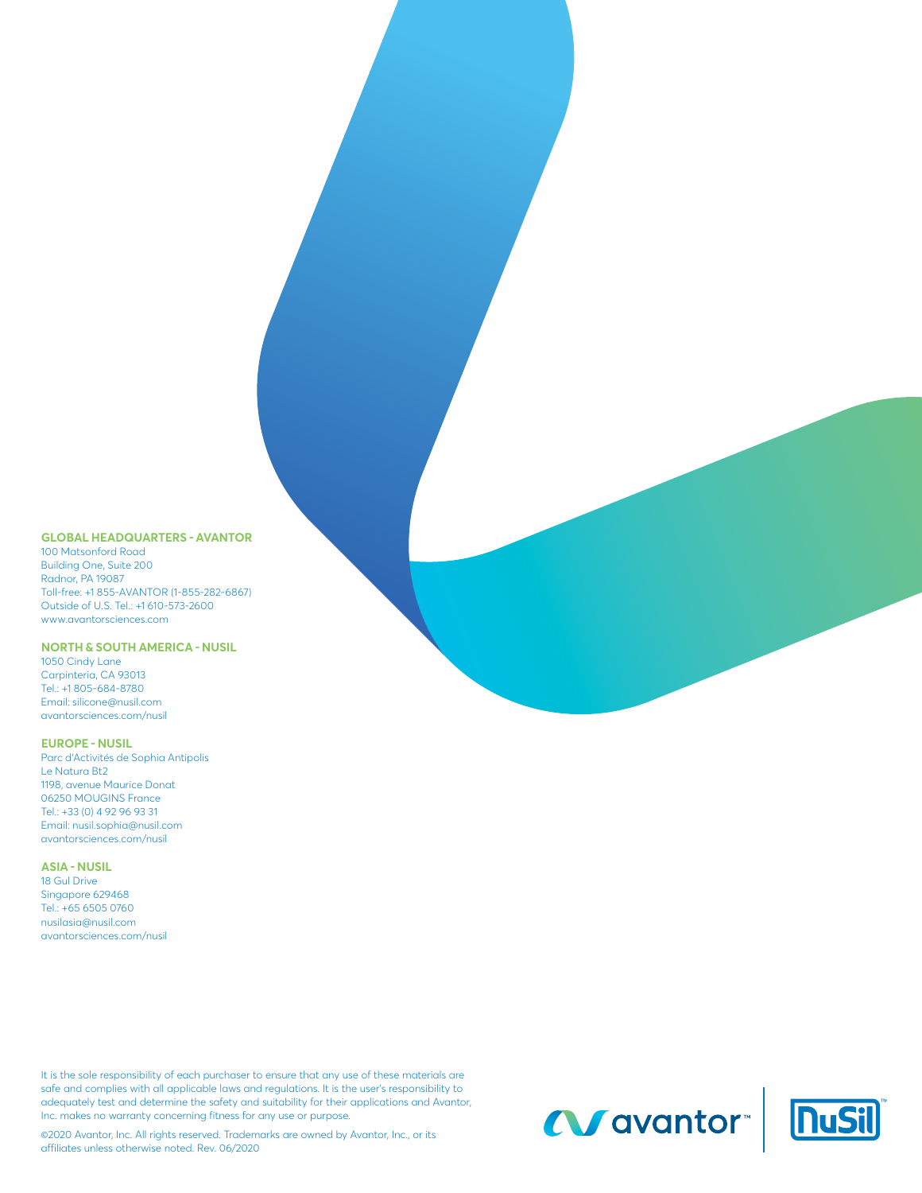**GLOBAL HEADQUARTERS - AVANTOR**
100 Matsonford Road
Building One, Suite 200
Radnor, PA 19087
Toll-free: +1 855-AVANTOR (1-855-282-6867)
Outside of U.S. Tel.: +1 610-573-2600
www.avantorsciences.com

**NORTH & SOUTH AMERICA - NUSIL**
1050 Cindy Lane
Carpinteria, CA 93013
Tel.: +1 805-684-8780
Email: silicone@nusil.com
avantorsciences.com/nusil

**EUROPE - NUSIL**
Parc d'Activités de Sophia Antipolis
Le Natura Bt2
1198, avenue Maurice Donat
06250 MOUGINS France
Tel.: +33 (0) 4 92 96 93 31
Email: nusil.sophia@nusil.com
avantorsciences.com/nusil

**ASIA - NUSIL**
18 Gul Drive
Singapore 629468
Tel.: +65 6505 0760
nusilasia@nusil.com
avantorsciences.com/nusil

It is the sole responsibility of each purchaser to ensure that any use of these materials are safe and complies with all applicable laws and regulations. It is the user's responsibility to adequately test and determine the safety and suitability for their applications and Avantor, Inc. makes no warranty concerning fitness for any use or purpose.

©2020 Avantor, Inc. All rights reserved. Trademarks are owned by Avantor, Inc., or its affiliates unless otherwise noted. Rev. 06/2020

avantor™ | NuSil™